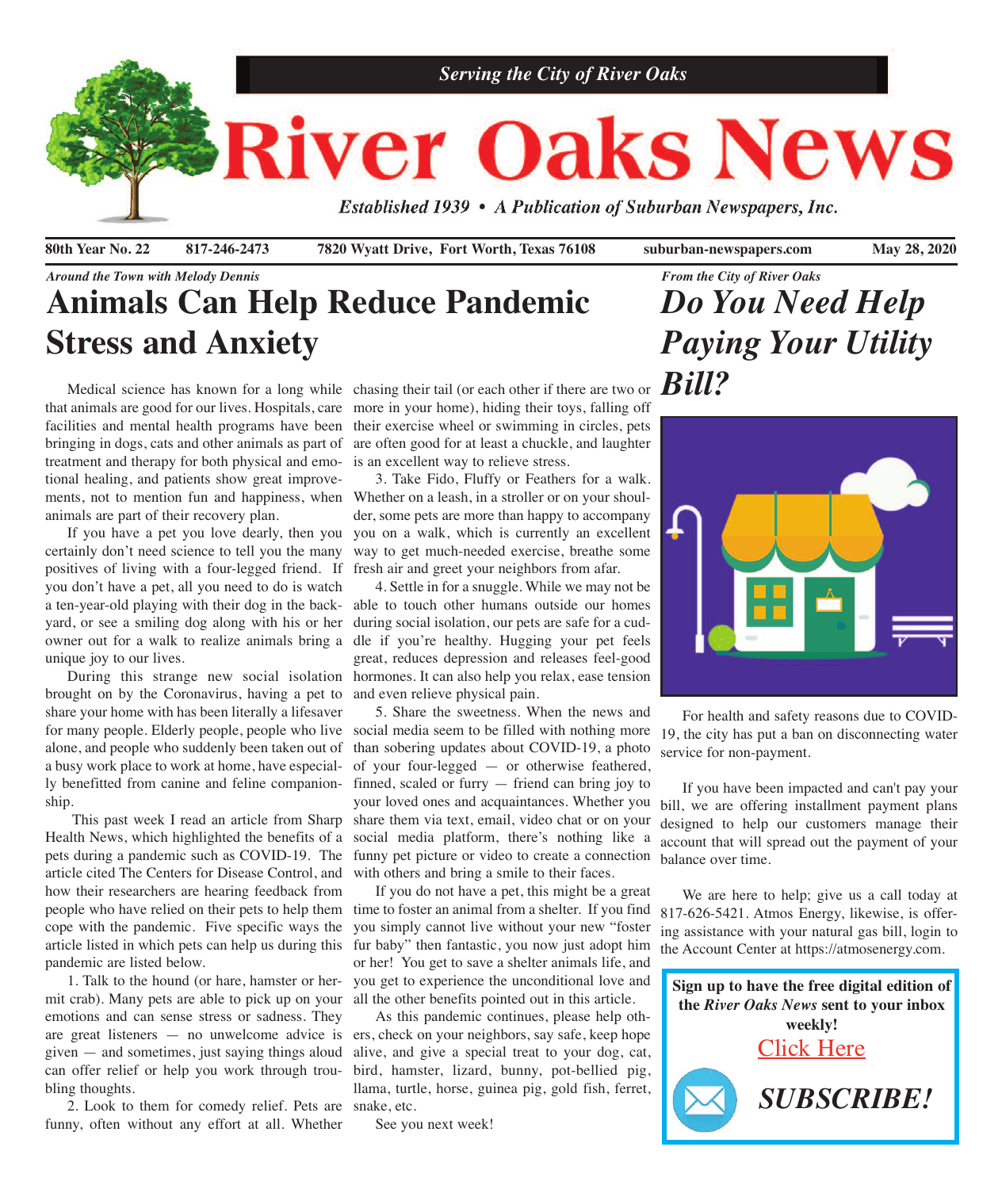*Serving the City of River Oaks*

# River Oaks News

*Established 1939 • A Publication of Suburban Newspapers, Inc.*

**80th Year No. 22** **817-246-2473** **7820 Wyatt Drive, Fort Worth, Texas 76108** **suburban-newspapers.com** **May 28, 2020**

*Around the Town with Melody Dennis*

## Animals Can Help Reduce Pandemic Stress and Anxiety

Medical science has known for a long while that animals are good for our lives. Hospitals, care facilities and mental health programs have been bringing in dogs, cats and other animals as part of treatment and therapy for both physical and emotional healing, and patients show great improvements, not to mention fun and happiness, when animals are part of their recovery plan.

If you have a pet you love dearly, then you certainly don't need science to tell you the many positives of living with a four-legged friend. If you don't have a pet, all you need to do is watch a ten-year-old playing with their dog in the backyard, or see a smiling dog along with his or her owner out for a walk to realize animals bring a unique joy to our lives.

During this strange new social isolation brought on by the Coronavirus, having a pet to share your home with has been literally a lifesaver for many people. Elderly people, people who live alone, and people who suddenly been taken out of a busy work place to work at home, have especially benefitted from canine and feline companionship.

This past week I read an article from Sharp Health News, which highlighted the benefits of a pets during a pandemic such as COVID-19. The article cited The Centers for Disease Control, and how their researchers are hearing feedback from people who have relied on their pets to help them cope with the pandemic. Five specific ways the article listed in which pets can help us during this pandemic are listed below.

1. Talk to the hound (or hare, hamster or hermit crab). Many pets are able to pick up on your emotions and can sense stress or sadness. They are great listeners — no unwelcome advice is given — and sometimes, just saying things aloud can offer relief or help you work through troubling thoughts.

2. Look to them for comedy relief. Pets are funny, often without any effort at all. Whether chasing their tail (or each other if there are two or more in your home), hiding their toys, falling off their exercise wheel or swimming in circles, pets are often good for at least a chuckle, and laughter is an excellent way to relieve stress.

3. Take Fido, Fluffy or Feathers for a walk. Whether on a leash, in a stroller or on your shoulder, some pets are more than happy to accompany you on a walk, which is currently an excellent way to get much-needed exercise, breathe some fresh air and greet your neighbors from afar.

4. Settle in for a snuggle. While we may not be able to touch other humans outside our homes during social isolation, our pets are safe for a cuddle if you're healthy. Hugging your pet feels great, reduces depression and releases feel-good hormones. It can also help you relax, ease tension and even relieve physical pain.

5. Share the sweetness. When the news and social media seem to be filled with nothing more than sobering updates about COVID-19, a photo of your four-legged — or otherwise feathered, finned, scaled or furry — friend can bring joy to your loved ones and acquaintances. Whether you share them via text, email, video chat or on your social media platform, there's nothing like a funny pet picture or video to create a connection with others and bring a smile to their faces.

If you do not have a pet, this might be a great time to foster an animal from a shelter. If you find you simply cannot live without your new "foster fur baby" then fantastic, you now just adopt him or her! You get to save a shelter animals life, and you get to experience the unconditional love and all the other benefits pointed out in this article.

As this pandemic continues, please help others, check on your neighbors, say safe, keep hope alive, and give a special treat to your dog, cat, bird, hamster, lizard, bunny, pot-bellied pig, llama, turtle, horse, guinea pig, gold fish, ferret, snake, etc.

See you next week!

*From the City of River Oaks*

## *Do You Need Help Paying Your Utility Bill?*

For health and safety reasons due to COVID-19, the city has put a ban on disconnecting water service for non-payment.

If you have been impacted and can't pay your bill, we are offering installment payment plans designed to help our customers manage their account that will spread out the payment of your balance over time.

We are here to help; give us a call today at 817-626-5421. Atmos Energy, likewise, is offering assistance with your natural gas bill, login to the Account Center at https://atmosenergy.com.

**Sign up to have the free digital edition of the *River Oaks News* sent to your inbox weekly!**

Click Here

***SUBSCRIBE!***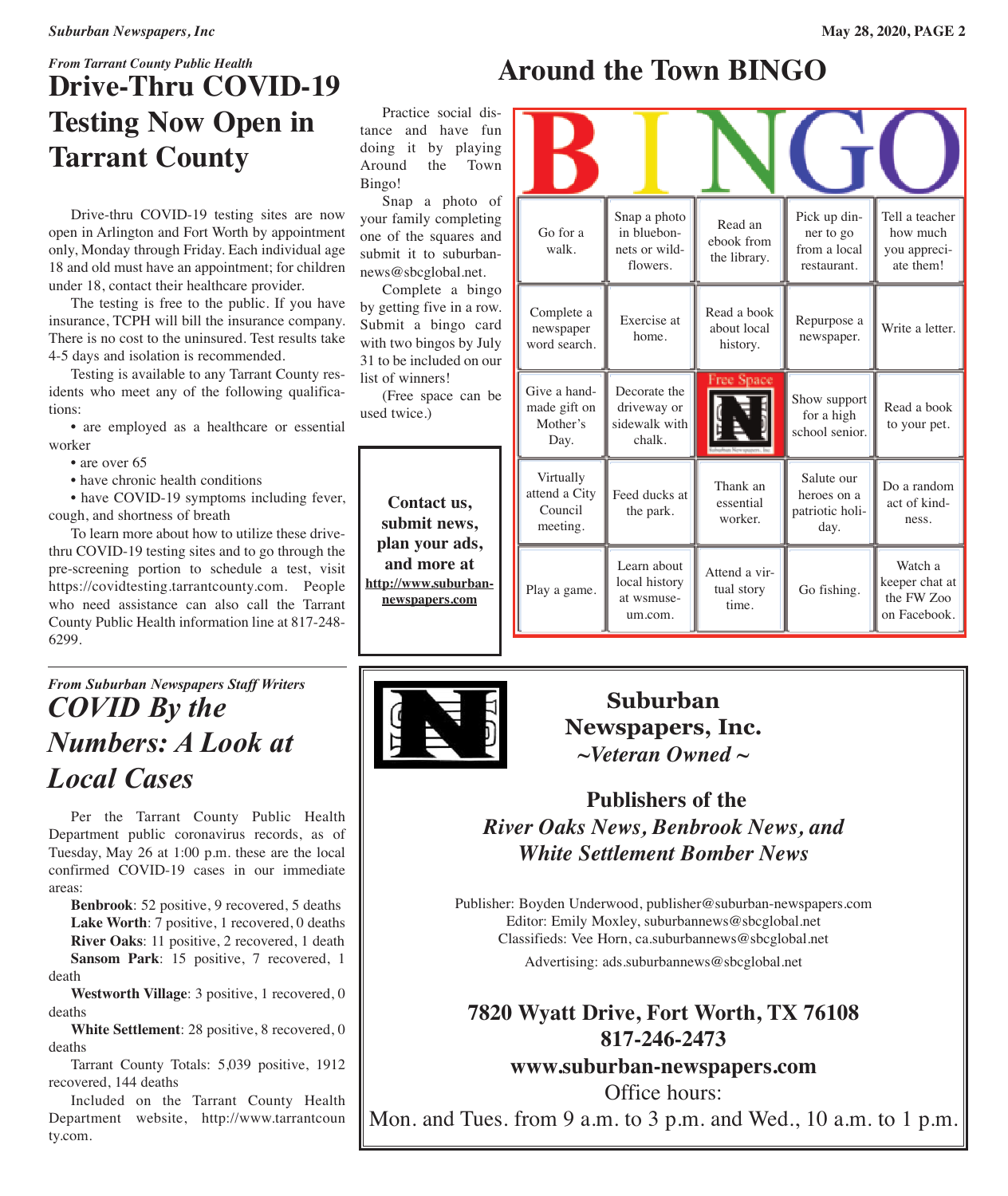*From Tarrant County Public Health*

# Drive-Thru COVID-19 Testing Now Open in Tarrant County

Drive-thru COVID-19 testing sites are now open in Arlington and Fort Worth by appointment only, Monday through Friday. Each individual age 18 and old must have an appointment; for children under 18, contact their healthcare provider.

The testing is free to the public. If you have insurance, TCPH will bill the insurance company. There is no cost to the uninsured. Test results take 4-5 days and isolation is recommended.

Testing is available to any Tarrant County residents who meet any of the following qualifications:

- are employed as a healthcare or essential worker
- are over 65
- have chronic health conditions
- have COVID-19 symptoms including fever, cough, and shortness of breath

To learn more about how to utilize these drive-thru COVID-19 testing sites and to go through the pre-screening portion to schedule a test, visit https://covidtesting.tarrantcounty.com. People who need assistance can also call the Tarrant County Public Health information line at 817-248-6299.

*From Suburban Newspapers Staff Writers*

# *COVID By the Numbers: A Look at Local Cases*

Per the Tarrant County Public Health Department public coronavirus records, as of Tuesday, May 26 at 1:00 p.m. these are the local confirmed COVID-19 cases in our immediate areas:

**Benbrook**: 52 positive, 9 recovered, 5 deaths

**Lake Worth**: 7 positive, 1 recovered, 0 deaths

**River Oaks**: 11 positive, 2 recovered, 1 death

**Sansom Park**: 15 positive, 7 recovered, 1 death

**Westworth Village**: 3 positive, 1 recovered, 0 deaths

**White Settlement**: 28 positive, 8 recovered, 0 deaths

Tarrant County Totals: 5,039 positive, 1912 recovered, 144 deaths

Included on the Tarrant County Health Department website, http://www.tarrantcounty.com.

# Around the Town BINGO

Practice social distance and have fun doing it by playing Around the Town Bingo!

Snap a photo of your family completing one of the squares and submit it to suburbannews@sbcglobal.net.

Complete a bingo by getting five in a row. Submit a bingo card with two bingos by July 31 to be included on our list of winners!

(Free space can be used twice.)

| B | I | N | G | O |
|---|---|---|---|---|
| Go for a walk. | Snap a photo in bluebonnets or wildflowers. | Read an ebook from the library. | Pick up dinner to go from a local restaurant. | Tell a teacher how much you appreciate them! |
| Complete a newspaper word search. | Exercise at home. | Read a book about local history. | Repurpose a newspaper. | Write a letter. |
| Give a handmade gift on Mother's Day. | Decorate the driveway or sidewalk with chalk. | Free Space | Show support for a high school senior. | Read a book to your pet. |
| Virtually attend a City Council meeting. | Feed ducks at the park. | Thank an essential worker. | Salute our heroes on a patriotic holiday. | Do a random act of kindness. |
| Play a game. | Learn about local history at wsmuseum.com. | Attend a virtual story time. | Go fishing. | Watch a keeper chat at the FW Zoo on Facebook. |

**Contact us, submit news, plan your ads, and more at http://www.suburban-newspapers.com**

## Suburban Newspapers, Inc.

***~Veteran Owned ~***

**Publishers of the *River Oaks News, Benbrook News, and White Settlement Bomber News***

Publisher: Boyden Underwood, publisher@suburban-newspapers.com
Editor: Emily Moxley, suburbannews@sbcglobal.net
Classifieds: Vee Horn, ca.suburbannews@sbcglobal.net
Advertising: ads.suburbannews@sbcglobal.net

**7820 Wyatt Drive, Fort Worth, TX 76108**
**817-246-2473**
**www.suburban-newspapers.com**

Office hours:
Mon. and Tues. from 9 a.m. to 3 p.m. and Wed., 10 a.m. to 1 p.m.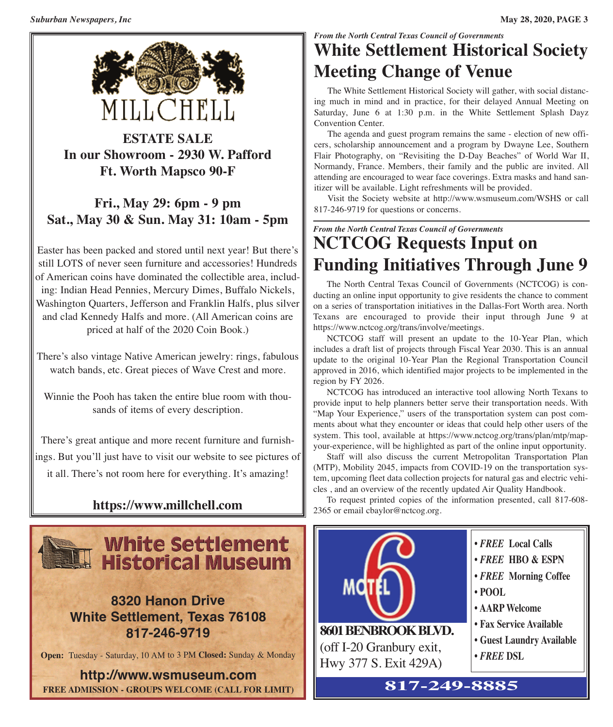MILLCHELL

**ESTATE SALE**
**In our Showroom - 2930 W. Pafford**
**Ft. Worth Mapsco 90-F**

**Fri., May 29: 6pm - 9 pm**
**Sat., May 30 & Sun. May 31: 10am - 5pm**

Easter has been packed and stored until next year! But there's still LOTS of never seen furniture and accessories! Hundreds of American coins have dominated the collectible area, including: Indian Head Pennies, Mercury Dimes, Buffalo Nickels, Washington Quarters, Jefferson and Franklin Halfs, plus silver and clad Kennedy Halfs and more. (All American coins are priced at half of the 2020 Coin Book.)

There's also vintage Native American jewelry: rings, fabulous watch bands, etc. Great pieces of Wave Crest and more.

Winnie the Pooh has taken the entire blue room with thousands of items of every description.

There's great antique and more recent furniture and furnishings. But you'll just have to visit our website to see pictures of it all. There's not room here for everything. It's amazing!

**https://www.millchell.com**

---

*From the North Central Texas Council of Governments*

# White Settlement Historical Society Meeting Change of Venue

The White Settlement Historical Society will gather, with social distancing much in mind and in practice, for their delayed Annual Meeting on Saturday, June 6 at 1:30 p.m. in the White Settlement Splash Dayz Convention Center.

The agenda and guest program remains the same - election of new officers, scholarship announcement and a program by Dwayne Lee, Southern Flair Photography, on "Revisiting the D-Day Beaches" of World War II, Normandy, France. Members, their family and the public are invited. All attending are encouraged to wear face coverings. Extra masks and hand sanitizer will be available. Light refreshments will be provided.

Visit the Society website at http://www.wsmuseum.com/WSHS or call 817-246-9719 for questions or concerns.

*From the North Central Texas Council of Governments*

# NCTCOG Requests Input on Funding Initiatives Through June 9

The North Central Texas Council of Governments (NCTCOG) is conducting an online input opportunity to give residents the chance to comment on a series of transportation initiatives in the Dallas-Fort Worth area. North Texans are encouraged to provide their input through June 9 at https://www.nctcog.org/trans/involve/meetings.

NCTCOG staff will present an update to the 10-Year Plan, which includes a draft list of projects through Fiscal Year 2030. This is an annual update to the original 10-Year Plan the Regional Transportation Council approved in 2016, which identified major projects to be implemented in the region by FY 2026.

NCTCOG has introduced an interactive tool allowing North Texans to provide input to help planners better serve their transportation needs. With "Map Your Experience," users of the transportation system can post comments about what they encounter or ideas that could help other users of the system. This tool, available at https://www.nctcog.org/trans/plan/mtp/map-your-experience, will be highlighted as part of the online input opportunity.

Staff will also discuss the current Metropolitan Transportation Plan (MTP), Mobility 2045, impacts from COVID-19 on the transportation system, upcoming fleet data collection projects for natural gas and electric vehicles , and an overview of the recently updated Air Quality Handbook.

To request printed copies of the information presented, call 817-608-2365 or email cbaylor@nctcog.org.

---

**White Settlement Historical Museum**

**8320 Hanon Drive**
**White Settlement, Texas 76108**
**817-246-9719**

**Open:** Tuesday - Saturday, 10 AM to 3 PM **Closed:** Sunday & Monday

**http://www.wsmuseum.com**

**FREE ADMISSION - GROUPS WELCOME (CALL FOR LIMIT)**

---

MOTEL 6

**8601 BENBROOK BLVD.**
(off I-20 Granbury exit, Hwy 377 S. Exit 429A)

- ***FREE*** **Local Calls**
- ***FREE*** **HBO & ESPN**
- ***FREE*** **Morning Coffee**
- **POOL**
- **AARP Welcome**
- **Fax Service Available**
- **Guest Laundry Available**
- ***FREE*** **DSL**

**817-249-8885**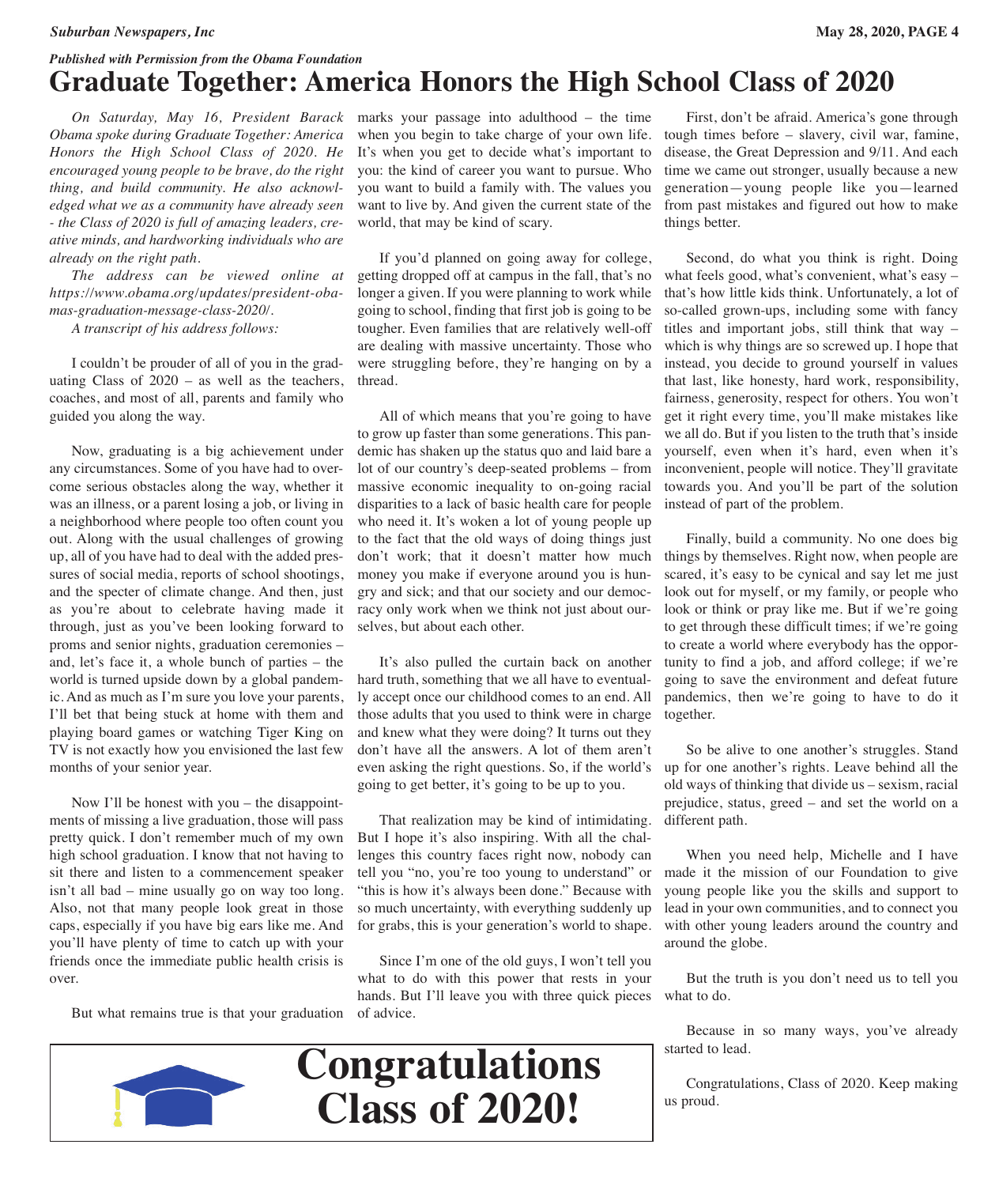*Published with Permission from the Obama Foundation*

# Graduate Together: America Honors the High School Class of 2020

*On Saturday, May 16, President Barack Obama spoke during Graduate Together: America Honors the High School Class of 2020. He encouraged young people to be brave, do the right thing, and build community. He also acknowledged what we as a community have already seen - the Class of 2020 is full of amazing leaders, creative minds, and hardworking individuals who are already on the right path.*

*The address can be viewed online at https://www.obama.org/updates/president-obamas-graduation-message-class-2020/.*

*A transcript of his address follows:*

I couldn't be prouder of all of you in the graduating Class of 2020 – as well as the teachers, coaches, and most of all, parents and family who guided you along the way.

Now, graduating is a big achievement under any circumstances. Some of you have had to overcome serious obstacles along the way, whether it was an illness, or a parent losing a job, or living in a neighborhood where people too often count you out. Along with the usual challenges of growing up, all of you have had to deal with the added pressures of social media, reports of school shootings, and the specter of climate change. And then, just as you're about to celebrate having made it through, just as you've been looking forward to proms and senior nights, graduation ceremonies – and, let's face it, a whole bunch of parties – the world is turned upside down by a global pandemic. And as much as I'm sure you love your parents, I'll bet that being stuck at home with them and playing board games or watching Tiger King on TV is not exactly how you envisioned the last few months of your senior year.

Now I'll be honest with you – the disappointments of missing a live graduation, those will pass pretty quick. I don't remember much of my own high school graduation. I know that not having to sit there and listen to a commencement speaker isn't all bad – mine usually go on way too long. Also, not that many people look great in those caps, especially if you have big ears like me. And you'll have plenty of time to catch up with your friends once the immediate public health crisis is over.

But what remains true is that your graduation marks your passage into adulthood – the time when you begin to take charge of your own life. It's when you get to decide what's important to you: the kind of career you want to pursue. Who you want to build a family with. The values you want to live by. And given the current state of the world, that may be kind of scary.

If you'd planned on going away for college, getting dropped off at campus in the fall, that's no longer a given. If you were planning to work while going to school, finding that first job is going to be tougher. Even families that are relatively well-off are dealing with massive uncertainty. Those who were struggling before, they're hanging on by a thread.

All of which means that you're going to have to grow up faster than some generations. This pandemic has shaken up the status quo and laid bare a lot of our country's deep-seated problems – from massive economic inequality to on-going racial disparities to a lack of basic health care for people who need it. It's woken a lot of young people up to the fact that the old ways of doing things just don't work; that it doesn't matter how much money you make if everyone around you is hungry and sick; and that our society and our democracy only work when we think not just about ourselves, but about each other.

It's also pulled the curtain back on another hard truth, something that we all have to eventually accept once our childhood comes to an end. All those adults that you used to think were in charge and knew what they were doing? It turns out they don't have all the answers. A lot of them aren't even asking the right questions. So, if the world's going to get better, it's going to be up to you.

That realization may be kind of intimidating. But I hope it's also inspiring. With all the challenges this country faces right now, nobody can tell you "no, you're too young to understand" or "this is how it's always been done." Because with so much uncertainty, with everything suddenly up for grabs, this is your generation's world to shape.

Since I'm one of the old guys, I won't tell you what to do with this power that rests in your hands. But I'll leave you with three quick pieces of advice.

First, don't be afraid. America's gone through tough times before – slavery, civil war, famine, disease, the Great Depression and 9/11. And each time we came out stronger, usually because a new generation—young people like you—learned from past mistakes and figured out how to make things better.

Second, do what you think is right. Doing what feels good, what's convenient, what's easy – that's how little kids think. Unfortunately, a lot of so-called grown-ups, including some with fancy titles and important jobs, still think that way – which is why things are so screwed up. I hope that instead, you decide to ground yourself in values that last, like honesty, hard work, responsibility, fairness, generosity, respect for others. You won't get it right every time, you'll make mistakes like we all do. But if you listen to the truth that's inside yourself, even when it's hard, even when it's inconvenient, people will notice. They'll gravitate towards you. And you'll be part of the solution instead of part of the problem.

Finally, build a community. No one does big things by themselves. Right now, when people are scared, it's easy to be cynical and say let me just look out for myself, or my family, or people who look or think or pray like me. But if we're going to get through these difficult times; if we're going to create a world where everybody has the opportunity to find a job, and afford college; if we're going to save the environment and defeat future pandemics, then we're going to have to do it together.

So be alive to one another's struggles. Stand up for one another's rights. Leave behind all the old ways of thinking that divide us – sexism, racial prejudice, status, greed – and set the world on a different path.

When you need help, Michelle and I have made it the mission of our Foundation to give young people like you the skills and support to lead in your own communities, and to connect you with other young leaders around the country and around the globe.

But the truth is you don't need us to tell you what to do.

Because in so many ways, you've already started to lead.

Congratulations, Class of 2020. Keep making us proud.

**Congratulations Class of 2020!**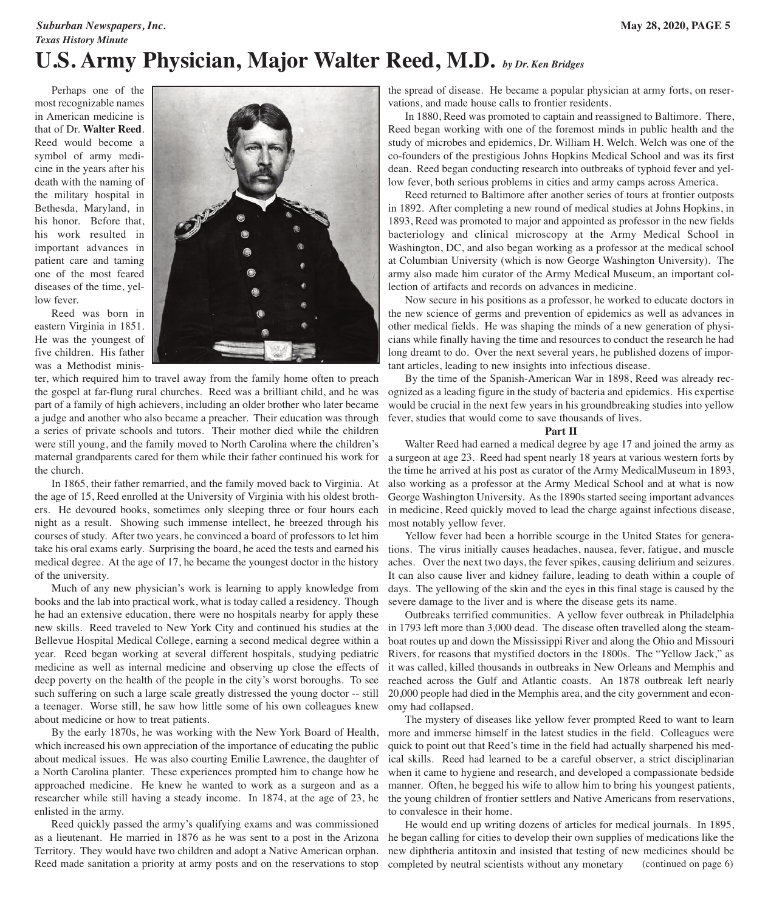# U.S. Army Physician, Major Walter Reed, M.D. *by Dr. Ken Bridges*

Perhaps one of the most recognizable names in American medicine is that of Dr. **Walter Reed**. Reed would become a symbol of army medicine in the years after his death with the naming of the military hospital in Bethesda, Maryland, in his honor. Before that, his work resulted in important advances in patient care and taming one of the most feared diseases of the time, yellow fever.

Reed was born in eastern Virginia in 1851. He was the youngest of five children. His father was a Methodist minister, which required him to travel away from the family home often to preach the gospel at far-flung rural churches. Reed was a brilliant child, and he was part of a family of high achievers, including an older brother who later became a judge and another who also became a preacher. Their education was through a series of private schools and tutors. Their mother died while the children were still young, and the family moved to North Carolina where the children's maternal grandparents cared for them while their father continued his work for the church.

In 1865, their father remarried, and the family moved back to Virginia. At the age of 15, Reed enrolled at the University of Virginia with his oldest brothers. He devoured books, sometimes only sleeping three or four hours each night as a result. Showing such immense intellect, he breezed through his courses of study. After two years, he convinced a board of professors to let him take his oral exams early. Surprising the board, he aced the tests and earned his medical degree. At the age of 17, he became the youngest doctor in the history of the university.

Much of any new physician's work is learning to apply knowledge from books and the lab into practical work, what is today called a residency. Though he had an extensive education, there were no hospitals nearby for apply these new skills. Reed traveled to New York City and continued his studies at the Bellevue Hospital Medical College, earning a second medical degree within a year. Reed began working at several different hospitals, studying pediatric medicine as well as internal medicine and observing up close the effects of deep poverty on the health of the people in the city's worst boroughs. To see such suffering on such a large scale greatly distressed the young doctor -- still a teenager. Worse still, he saw how little some of his own colleagues knew about medicine or how to treat patients.

By the early 1870s, he was working with the New York Board of Health, which increased his own appreciation of the importance of educating the public about medical issues. He was also courting Emilie Lawrence, the daughter of a North Carolina planter. These experiences prompted him to change how he approached medicine. He knew he wanted to work as a surgeon and as a researcher while still having a steady income. In 1874, at the age of 23, he enlisted in the army.

Reed quickly passed the army's qualifying exams and was commissioned as a lieutenant. He married in 1876 as he was sent to a post in the Arizona Territory. They would have two children and adopt a Native American orphan. Reed made sanitation a priority at army posts and on the reservations to stop the spread of disease. He became a popular physician at army forts, on reservations, and made house calls to frontier residents.

In 1880, Reed was promoted to captain and reassigned to Baltimore. There, Reed began working with one of the foremost minds in public health and the study of microbes and epidemics, Dr. William H. Welch. Welch was one of the co-founders of the prestigious Johns Hopkins Medical School and was its first dean. Reed began conducting research into outbreaks of typhoid fever and yellow fever, both serious problems in cities and army camps across America.

Reed returned to Baltimore after another series of tours at frontier outposts in 1892. After completing a new round of medical studies at Johns Hopkins, in 1893, Reed was promoted to major and appointed as professor in the new fields bacteriology and clinical microscopy at the Army Medical School in Washington, DC, and also began working as a professor at the medical school at Columbian University (which is now George Washington University). The army also made him curator of the Army Medical Museum, an important collection of artifacts and records on advances in medicine.

Now secure in his positions as a professor, he worked to educate doctors in the new science of germs and prevention of epidemics as well as advances in other medical fields. He was shaping the minds of a new generation of physicians while finally having the time and resources to conduct the research he had long dreamt to do. Over the next several years, he published dozens of important articles, leading to new insights into infectious disease.

By the time of the Spanish-American War in 1898, Reed was already recognized as a leading figure in the study of bacteria and epidemics. His expertise would be crucial in the next few years in his groundbreaking studies into yellow fever, studies that would come to save thousands of lives.

**Part II**

Walter Reed had earned a medical degree by age 17 and joined the army as a surgeon at age 23. Reed had spent nearly 18 years at various western forts by the time he arrived at his post as curator of the Army MedicalMuseum in 1893, also working as a professor at the Army Medical School and at what is now George Washington University. As the 1890s started seeing important advances in medicine, Reed quickly moved to lead the charge against infectious disease, most notably yellow fever.

Yellow fever had been a horrible scourge in the United States for generations. The virus initially causes headaches, nausea, fever, fatigue, and muscle aches. Over the next two days, the fever spikes, causing delirium and seizures. It can also cause liver and kidney failure, leading to death within a couple of days. The yellowing of the skin and the eyes in this final stage is caused by the severe damage to the liver and is where the disease gets its name.

Outbreaks terrified communities. A yellow fever outbreak in Philadelphia in 1793 left more than 3,000 dead. The disease often travelled along the steamboat routes up and down the Mississippi River and along the Ohio and Missouri Rivers, for reasons that mystified doctors in the 1800s. The "Yellow Jack," as it was called, killed thousands in outbreaks in New Orleans and Memphis and reached across the Gulf and Atlantic coasts. An 1878 outbreak left nearly 20,000 people had died in the Memphis area, and the city government and economy had collapsed.

The mystery of diseases like yellow fever prompted Reed to want to learn more and immerse himself in the latest studies in the field. Colleagues were quick to point out that Reed's time in the field had actually sharpened his medical skills. Reed had learned to be a careful observer, a strict disciplinarian when it came to hygiene and research, and developed a compassionate bedside manner. Often, he begged his wife to allow him to bring his youngest patients, the young children of frontier settlers and Native Americans from reservations, to convalesce in their home.

He would end up writing dozens of articles for medical journals. In 1895, he began calling for cities to develop their own supplies of medications like the new diphtheria antitoxin and insisted that testing of new medicines should be completed by neutral scientists without any monetary (continued on page 6)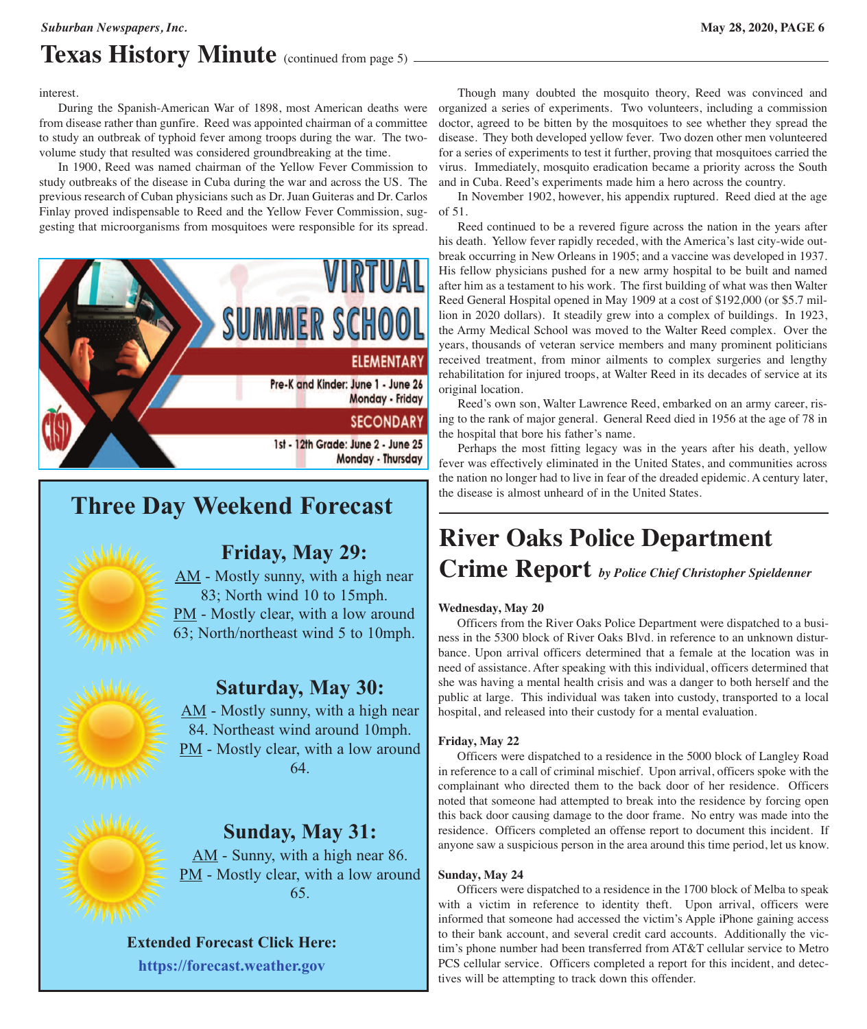# Texas History Minute (continued from page 5)

interest.

During the Spanish-American War of 1898, most American deaths were from disease rather than gunfire. Reed was appointed chairman of a committee to study an outbreak of typhoid fever among troops during the war. The two-volume study that resulted was considered groundbreaking at the time.

In 1900, Reed was named chairman of the Yellow Fever Commission to study outbreaks of the disease in Cuba during the war and across the US. The previous research of Cuban physicians such as Dr. Juan Guiteras and Dr. Carlos Finlay proved indispensable to Reed and the Yellow Fever Commission, suggesting that microorganisms from mosquitoes were responsible for its spread.

Though many doubted the mosquito theory, Reed was convinced and organized a series of experiments. Two volunteers, including a commission doctor, agreed to be bitten by the mosquitoes to see whether they spread the disease. They both developed yellow fever. Two dozen other men volunteered for a series of experiments to test it further, proving that mosquitoes carried the virus. Immediately, mosquito eradication became a priority across the South and in Cuba. Reed's experiments made him a hero across the country.

In November 1902, however, his appendix ruptured. Reed died at the age of 51.

Reed continued to be a revered figure across the nation in the years after his death. Yellow fever rapidly receded, with the America's last city-wide outbreak occurring in New Orleans in 1905; and a vaccine was developed in 1937. His fellow physicians pushed for a new army hospital to be built and named after him as a testament to his work. The first building of what was then Walter Reed General Hospital opened in May 1909 at a cost of $192,000 (or $5.7 million in 2020 dollars). It steadily grew into a complex of buildings. In 1923, the Army Medical School was moved to the Walter Reed complex. Over the years, thousands of veteran service members and many prominent politicians received treatment, from minor ailments to complex surgeries and lengthy rehabilitation for injured troops, at Walter Reed in its decades of service at its original location.

Reed's own son, Walter Lawrence Reed, embarked on an army career, rising to the rank of major general. General Reed died in 1956 at the age of 78 in the hospital that bore his father's name.

Perhaps the most fitting legacy was in the years after his death, yellow fever was effectively eliminated in the United States, and communities across the nation no longer had to live in fear of the dreaded epidemic. A century later, the disease is almost unheard of in the United States.

**VIRTUAL SUMMER SCHOOL**

**ELEMENTARY**
Pre-K and Kinder: June 1 - June 26
Monday - Friday

**SECONDARY**
1st - 12th Grade: June 2 - June 25
Monday - Thursday

## Three Day Weekend Forecast

### Friday, May 29:

AM - Mostly sunny, with a high near 83; North wind 10 to 15mph.
PM - Mostly clear, with a low around 63; North/northeast wind 5 to 10mph.

### Saturday, May 30:

AM - Mostly sunny, with a high near 84. Northeast wind around 10mph.
PM - Mostly clear, with a low around 64.

### Sunday, May 31:

AM - Sunny, with a high near 86.
PM - Mostly clear, with a low around 65.

**Extended Forecast Click Here:**
**https://forecast.weather.gov**

# River Oaks Police Department Crime Report *by Police Chief Christopher Spieldenner*

**Wednesday, May 20**

Officers from the River Oaks Police Department were dispatched to a business in the 5300 block of River Oaks Blvd. in reference to an unknown disturbance. Upon arrival officers determined that a female at the location was in need of assistance. After speaking with this individual, officers determined that she was having a mental health crisis and was a danger to both herself and the public at large. This individual was taken into custody, transported to a local hospital, and released into their custody for a mental evaluation.

**Friday, May 22**

Officers were dispatched to a residence in the 5000 block of Langley Road in reference to a call of criminal mischief. Upon arrival, officers spoke with the complainant who directed them to the back door of her residence. Officers noted that someone had attempted to break into the residence by forcing open this back door causing damage to the door frame. No entry was made into the residence. Officers completed an offense report to document this incident. If anyone saw a suspicious person in the area around this time period, let us know.

**Sunday, May 24**

Officers were dispatched to a residence in the 1700 block of Melba to speak with a victim in reference to identity theft. Upon arrival, officers were informed that someone had accessed the victim's Apple iPhone gaining access to their bank account, and several credit card accounts. Additionally the victim's phone number had been transferred from AT&T cellular service to Metro PCS cellular service. Officers completed a report for this incident, and detectives will be attempting to track down this offender.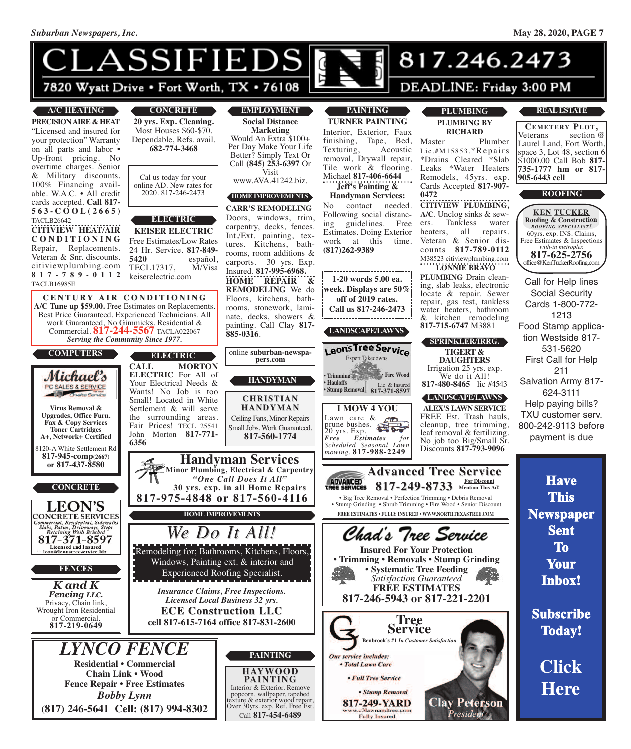# CLASSIFIEDS

7820 Wyatt Drive • Fort Worth, TX • 76108

817.246.2473

DEADLINE: Friday 3:00 PM

## A/C HEATING

**PRECISION AIRE & HEAT** "Licensed and insured for your protection" Warranty on all parts and labor • Up-front pricing. No overtime charges. Senior & Military discounts. 100% Financing available. W.A.C. • All credit cards accepted. **Call 817-563-COOL(2665)** TACLB26642

**CITIVIEW HEAT/AIR CONDITIONING** Repair, Replacements. Veteran & Snr. discounts. citiviewplumbing.com **817-789-0112** TACLB16985E

## CONCRETE

**20 yrs. Exp. Cleaning.** Most Houses $60-$70. Dependable, Refs. avail. **682-774-3468**

Cal us today for your online AD. New rates for 2020. 817-246-2473

## ELECTRIC

**KEISER ELECTRIC** Free Estimates/Low Rates 24 Hr. Service. **817-849-5420** español, TECL17317, M/Visa keiserelectric.com

**CENTURY AIR CONDITIONING**
**A/C Tune up $59.00.** Free Estimates on Replacements. Best Price Guaranteed. Experienced Technicians. All work Guaranteed, No Gimmicks. Residential & Commercial. **817-244-5567** TACLA022067
*Serving the Community Since 1977.*

## EMPLOYMENT

**Social Distance Marketing**
Would An Extra $100+ Per Day Make Your Life Better? Simply Text Or Call **(845) 253-6397** Or Visit www.AVA.41242.biz.

## HOME IMPROVEMENTS

**CARR'S REMODELING** Doors, windows, trim, carpentry, decks, fences. Int./Ext. painting, textures. Kitchens, bathrooms, room additions & carports. 30 yrs. Exp. Insured. **817-995-6968.**

**HOME REPAIR & REMODELING** We do Floors, kitchens, bathrooms, stonework, laminate, decks, showers & painting. Call Clay **817-885-0316**.

online **suburban-newspapers.com**

## PAINTING

**TURNER PAINTING**
Interior, Exterior, Faux finishing, Tape, Bed, Texturing, Acoustic removal, Drywall repair, Tile work & flooring. Michael **817-406-6644**

**Jeff's Painting & Handyman Services:**
No contact needed. Following social distancing guidelines. Free Estimates. Doing Exterior work at this time. **(817)262-9389**

**1-20 words 5.00 ea. week. Displays are 50% off of 2019 rates. Call us 817-246-2473**

## PLUMBING

**PLUMBING BY RICHARD**
Master Plumber Lic.#M15853.*Repairs *Drains Cleared *Slab Leaks *Water Heaters Remodels, 45yrs. exp. Cards Accepted **817-907-0472**

**CITIVIEW PLUMBING, A/C.** Unclog sinks & sewers. Tankless water heaters, all repairs. Veteran & Senior discounts **817-789-0112** M38523 citiviewplumbing.com

**LONNIE BRAVO PLUMBING** Drain cleaning, slab leaks, electronic locate & repair. Sewer repair, gas test, tankless water heaters, bathroom & kitchen remodeling **817-715-6747** M3881

## REAL ESTATE

**CEMETERY PLOT,** Veterans section @ Laurel Land, Fort Worth, space 3, Lot 48, section 6 $1000.00 Call Bob **817-735-1777 hm or 817-905-6443 cell**

## ROOFING

**KEN TUCKER**
**Roofing & Construction**
*ROOFING SPECIALIST!*
60yrs. exp. INS. Claims, Free Estimates & Inspections
*with-in metroplex*
**817-625-2756**
office@KenTuckerRoofing.com

Call for Help lines
Social Security Cards 1-800-772-1213
Food Stamp application Westside 817-531-5620
First Call for Help 211
Salvation Army 817-624-3111
Help paying bills? TXU customer serv. 800-242-9113 before payment is due

## LANDSCAPE/LAWNS

**Leon's Tree Service**
Expert Takedowns
• Trimming • Fire Wood
• Hauloffs
• Stump Removal
Lic. & Insured
817-371-8597

**I MOW 4 YOU**
Lawn care & prune bushes. 20 yrs. Exp. *Free Estimates for Scheduled Seasonal Lawn mowing.* **817-988-2249**

## SPRINKLER/IRRG.

**TIGERT & DAUGHTERS**
Irrigation 25 yrs. exp. We do it All! **817-480-8465** lic #4543

## LANDSCAPE/LAWNS

**ALEX'S LAWN SERVICE** FREE Est. Trash hauls, cleanup, tree trimming, leaf removal & fertilizing. No job too Big/Small Sr. Discounts **817-793-9096**

## COMPUTERS

**Michael's**
PC SALES & SERVICE
On-site Service
**Virus Removal & Upgrades, Office Furn. Fax & Copy Services Toner Cartridges A+, Network+ Certified**
8120-A White Settlement Rd
**817-945-comp(2667) or 817-437-8580**

## ELECTRIC

**CALL MORTON ELECTRIC** For All of Your Electrical Needs & Wants! No Job is too Small! Located in White Settlement & will serve the surrounding areas. Fair Prices! TECL 25541 John Morton **817-771-6356**

## HANDYMAN

**CHRISTIAN HANDYMAN**
Ceiling Fans, Minor Repairs
Small Jobs, Work Guaranteed.
**817-560-1774**

**Handyman Services**
**Minor Plumbing, Electrical & Carpentry**
*"One Call Does It All"*
**30 yrs. exp. in all Home Repairs**
**817-975-4848 or 817-560-4116**

## CONCRETE

**LEON'S**
CONCRETE SERVICES
*Commercial, Residential, Sidewalks Slabs, Patios, Driveways, Steps Retaining Walls Brushed*
**817-371-8597**
Licensed and Insured
leon@leonstreeservice.biz

## FENCES

***K and K Fencing LLC.***
Privacy, Chain link, Wrought Iron Residential or Commercial.
**817-219-0649**

## HOME IMPROVEMENTS

***We Do It All!***
Remodeling for; Bathrooms, Kitchens, Floors, Windows, Painting ext. & interior and Experienced Roofing Specialist.
***Insurance Claims, Free Inspections. Licensed Local Business 32 yrs.***
**ECE Construction LLC**
**cell 817-615-7164 office 817-831-2600**

**Advanced Tree Service**
ADVANCED TREE SERVICES **817-249-8733** For Discount Mention This Ad!
• Big Tree Removal • Perfection Trimming • Debris Removal
• Stump Grinding • Shrub Trimming • Fire Wood • Senior Discount
FREE ESTIMATES • FULLY INSURED • WWW.NORTHTEXASTREE.COM

**Chad's Tree Service**
**Insured For Your Protection**
**• Trimming • Removals • Stump Grinding**
**• Systematic Tree Feeding**
*Satisfaction Guaranteed*
**FREE ESTIMATES**
**817-246-5943 or 817-221-2201**

***LYNCO FENCE***
**Residential • Commercial**
**Chain Link • Wood**
**Fence Repair • Free Estimates**
***Bobby Lynn***
**(817) 246-5641 Cell: (817) 994-8302**

## PAINTING

**HAYWOOD PAINTING**
Interior & Exterior. Remove popcorn, wallpaper, tapebed texture & exterior wood repair, Over 30yrs. exp. Ref. Free Est. Call **817-454-6489**

**Tree Service**
**Benbrook's #1** *In Customer Satisfaction*
*Our service includes:*
*• Total Lawn Care*
*• Full Tree Service*
*• Stump Removal*
**817-249-YARD**
www.c3lawnandtree.com
Fully Insured
**Clay Peterson**
*President*

**Have This Newspaper Sent To Your Inbox!**

**Subscribe Today!**

**Click Here**